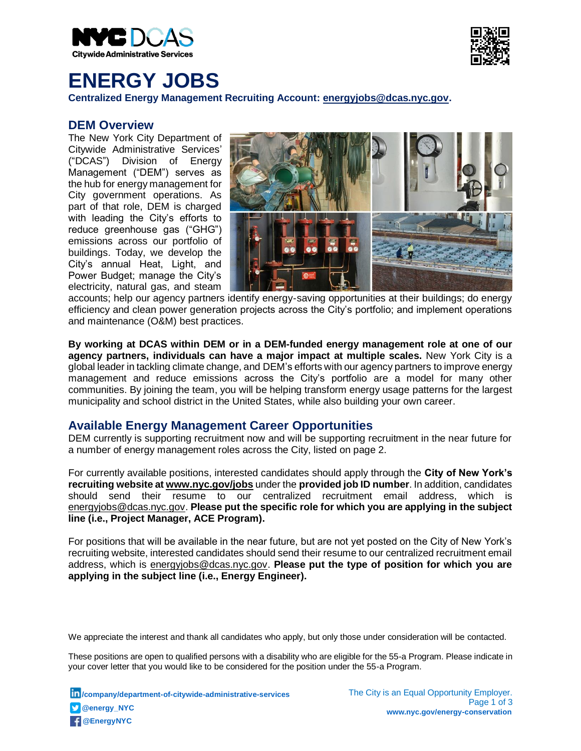# ENERGY JOBS

**Centralized Energy Management Recruiting Account: energyjobs@dcas.nyc.gov.**

## DEM Overview

The New York City Department of Citywide Administrative Services' ("DCAS") Division of Energy Management ("DEM") serves as the hub for energy management for City government operations. As part of that role, DEM is charged with leading the City's efforts to reduce greenhouse gas ("GHG") emissions across our portfolio of buildings. Today, we develop the City's annual Heat, Light, and Power Budget; manage the City's electricity, natural gas, and steam accounts; help our agency partners identify energy-saving opportunities at their buildings; do energy efficiency and clean power generation projects across the City's portfolio; and implement operations and maintenance (O&M) best practices.

**By working at DCAS within DEM or in a DEM-funded energy management role at one of our agency partners, individuals can have a major impact at multiple scales.** New York City is a global leader in tackling climate change, and DEM's efforts with our agency partners to improve energy management and reduce emissions across the City's portfolio are a model for many other communities. By joining the team, you will be helping transform energy usage patterns for the largest municipality and school district in the United States, while also building your own career.

## Available Energy Management Career Opportunities

DEM currently is supporting recruitment now and will be supporting recruitment in the near future for a number of energy management roles across the City, listed on page 2.

For currently available positions, interested candidates should apply through the **City of New York's recruiting website at www.nyc.gov/jobs** under the **provided job ID number**. In addition, candidates should send their resume to our centralized recruitment email address, which is energyjobs@dcas.nyc.gov. **Please put the specific role for which you are applying in the subject line (i.e., Project Manager, ACE Program).**

For positions that will be available in the near future, but are not yet posted on the City of New York's recruiting website, interested candidates should send their resume to our centralized recruitment email address, which is energyjobs@dcas.nyc.gov. **Please put the type of position for which you are applying in the subject line (i.e., Energy Engineer).**

We appreciate the interest and thank all candidates who apply, but only those under consideration will be contacted.

These positions are open to qualified persons with a disability who are eligible for the 55-a Program. Please indicate in your cover letter that you would like to be considered for the position under the 55-a Program.

/company/department-of-citywide-administrative-services
@energy_NYC
@EnergyNYC

The City is an Equal Opportunity Employer.
www.nyc.gov/energy-conservation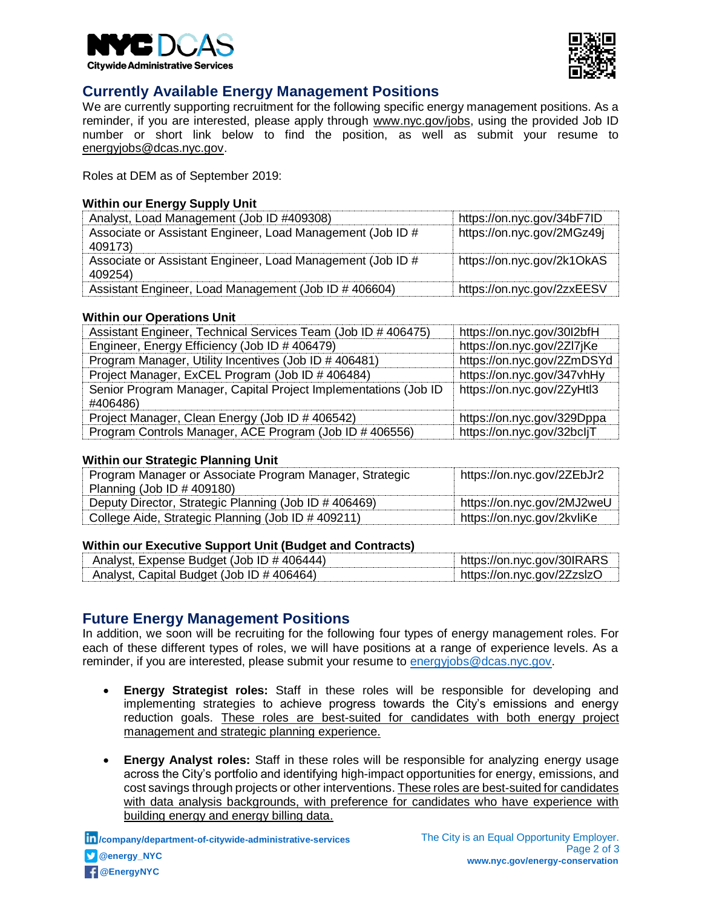## Currently Available Energy Management Positions

We are currently supporting recruitment for the following specific energy management positions. As a reminder, if you are interested, please apply through www.nyc.gov/jobs, using the provided Job ID number or short link below to find the position, as well as submit your resume to energyjobs@dcas.nyc.gov.

Roles at DEM as of September 2019:

**Within our Energy Supply Unit**

| Position | Link |
|---|---|
| Analyst, Load Management (Job ID #409308) | https://on.nyc.gov/34bF7ID |
| Associate or Assistant Engineer, Load Management (Job ID # 409173) | https://on.nyc.gov/2MGz49j |
| Associate or Assistant Engineer, Load Management (Job ID # 409254) | https://on.nyc.gov/2k1OkAS |
| Assistant Engineer, Load Management (Job ID # 406604) | https://on.nyc.gov/2zxEESV |

**Within our Operations Unit**

| Position | Link |
|---|---|
| Assistant Engineer, Technical Services Team (Job ID # 406475) | https://on.nyc.gov/30I2bfH |
| Engineer, Energy Efficiency (Job ID # 406479) | https://on.nyc.gov/2Zl7jKe |
| Program Manager, Utility Incentives (Job ID # 406481) | https://on.nyc.gov/2ZmDSYd |
| Project Manager, ExCEL Program (Job ID # 406484) | https://on.nyc.gov/347vhHy |
| Senior Program Manager, Capital Project Implementations (Job ID #406486) | https://on.nyc.gov/2ZyHtl3 |
| Project Manager, Clean Energy (Job ID # 406542) | https://on.nyc.gov/329Dppa |
| Program Controls Manager, ACE Program (Job ID # 406556) | https://on.nyc.gov/32bcIjT |

**Within our Strategic Planning Unit**

| Position | Link |
|---|---|
| Program Manager or Associate Program Manager, Strategic Planning (Job ID # 409180) | https://on.nyc.gov/2ZEbJr2 |
| Deputy Director, Strategic Planning (Job ID # 406469) | https://on.nyc.gov/2MJ2weU |
| College Aide, Strategic Planning (Job ID # 409211) | https://on.nyc.gov/2kvliKe |

**Within our Executive Support Unit (Budget and Contracts)**

| Position | Link |
|---|---|
| Analyst, Expense Budget (Job ID # 406444) | https://on.nyc.gov/30IRARS |
| Analyst, Capital Budget (Job ID # 406464) | https://on.nyc.gov/2ZzslzO |

## Future Energy Management Positions

In addition, we soon will be recruiting for the following four types of energy management roles. For each of these different types of roles, we will have positions at a range of experience levels. As a reminder, if you are interested, please submit your resume to energyjobs@dcas.nyc.gov.

- **Energy Strategist roles:** Staff in these roles will be responsible for developing and implementing strategies to achieve progress towards the City's emissions and energy reduction goals. These roles are best-suited for candidates with both energy project management and strategic planning experience.
- **Energy Analyst roles:** Staff in these roles will be responsible for analyzing energy usage across the City's portfolio and identifying high-impact opportunities for energy, emissions, and cost savings through projects or other interventions. These roles are best-suited for candidates with data analysis backgrounds, with preference for candidates who have experience with building energy and energy billing data.

/company/department-of-citywide-administrative-services
@energy_NYC
@EnergyNYC

The City is an Equal Opportunity Employer.
www.nyc.gov/energy-conservation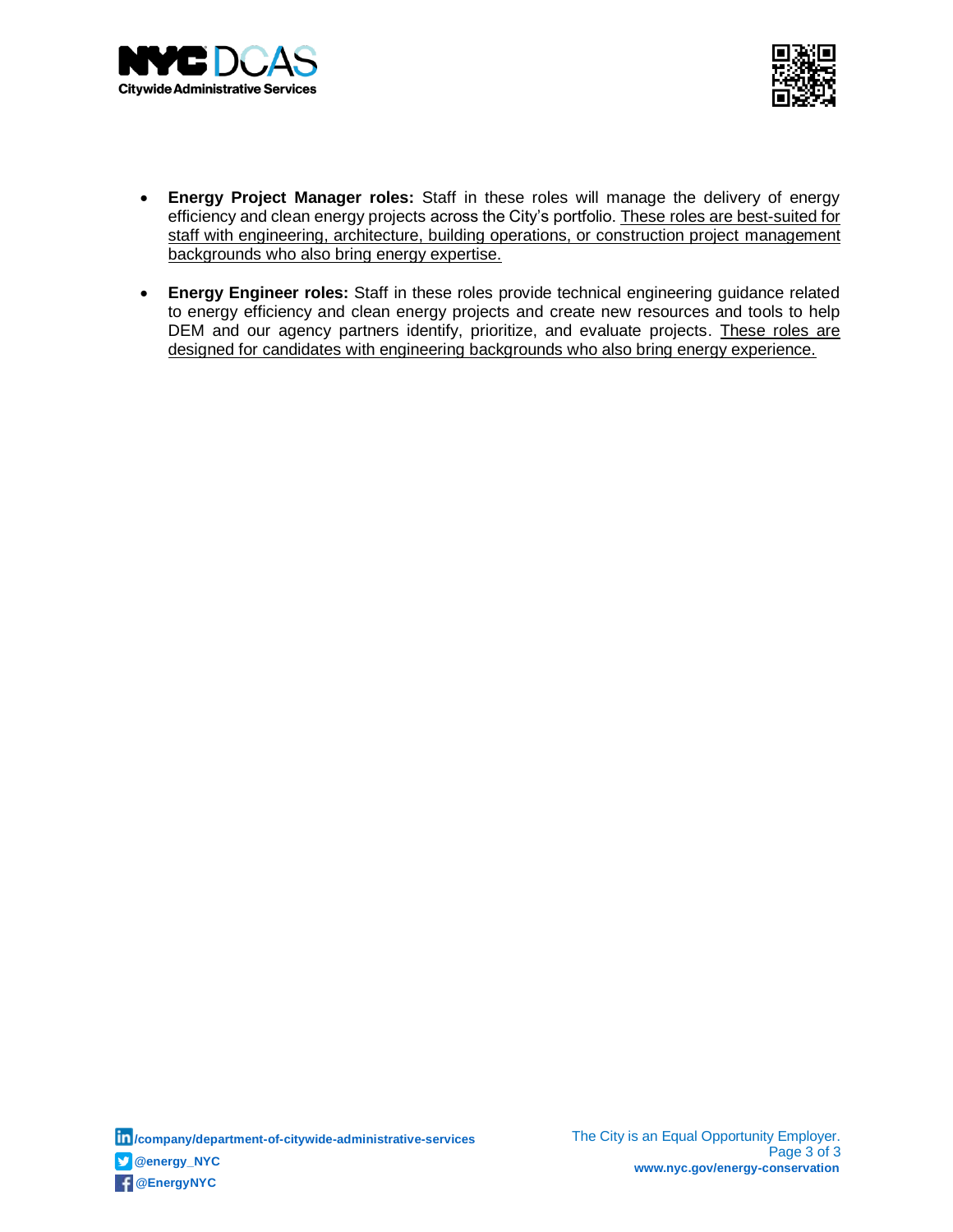- **Energy Project Manager roles:** Staff in these roles will manage the delivery of energy efficiency and clean energy projects across the City's portfolio. <u>These roles are best-suited for staff with engineering, architecture, building operations, or construction project management backgrounds who also bring energy expertise.</u>

- **Energy Engineer roles:** Staff in these roles provide technical engineering guidance related to energy efficiency and clean energy projects and create new resources and tools to help DEM and our agency partners identify, prioritize, and evaluate projects. <u>These roles are designed for candidates with engineering backgrounds who also bring energy experience.</u>